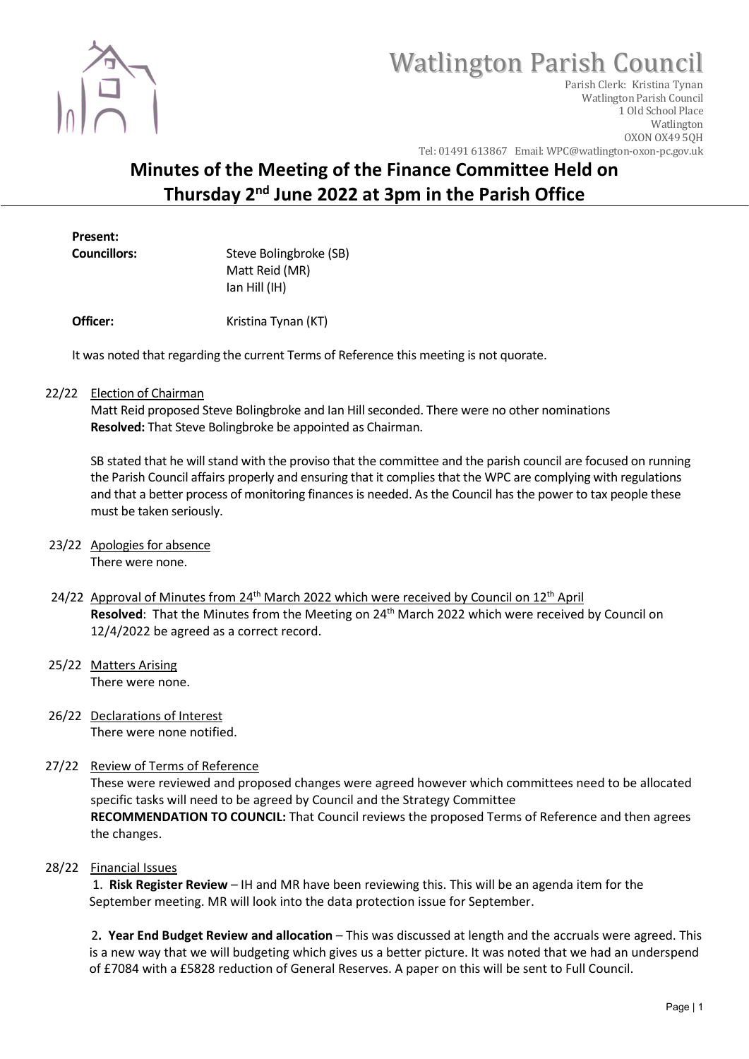# Watlington Parish Council

Parish Clerk: Kristina Tynan
Watlington Parish Council
1 Old School Place
Watlington
OXON OX49 5QH
Tel: 01491 613867 Email: WPC@watlington-oxon-pc.gov.uk

## Minutes of the Meeting of the Finance Committee Held on Thursday 2nd June 2022 at 3pm in the Parish Office

**Present:**

**Councillors:** Steve Bolingbroke (SB)
Matt Reid (MR)
Ian Hill (IH)

**Officer:** Kristina Tynan (KT)

It was noted that regarding the current Terms of Reference this meeting is not quorate.

**22/22 Election of Chairman**

Matt Reid proposed Steve Bolingbroke and Ian Hill seconded. There were no other nominations

**Resolved:** That Steve Bolingbroke be appointed as Chairman.

SB stated that he will stand with the proviso that the committee and the parish council are focused on running the Parish Council affairs properly and ensuring that it complies that the WPC are complying with regulations and that a better process of monitoring finances is needed. As the Council has the power to tax people these must be taken seriously.

**23/22 Apologies for absence**

There were none.

**24/22 Approval of Minutes from 24th March 2022 which were received by Council on 12th April**

**Resolved**: That the Minutes from the Meeting on 24th March 2022 which were received by Council on 12/4/2022 be agreed as a correct record.

**25/22 Matters Arising**

There were none.

**26/22 Declarations of Interest**

There were none notified.

**27/22 Review of Terms of Reference**

These were reviewed and proposed changes were agreed however which committees need to be allocated specific tasks will need to be agreed by Council and the Strategy Committee

**RECOMMENDATION TO COUNCIL:** That Council reviews the proposed Terms of Reference and then agrees the changes.

**28/22 Financial Issues**

1. **Risk Register Review** – IH and MR have been reviewing this. This will be an agenda item for the September meeting. MR will look into the data protection issue for September.

2. **Year End Budget Review and allocation** – This was discussed at length and the accruals were agreed. This is a new way that we will budgeting which gives us a better picture. It was noted that we had an underspend of £7084 with a £5828 reduction of General Reserves. A paper on this will be sent to Full Council.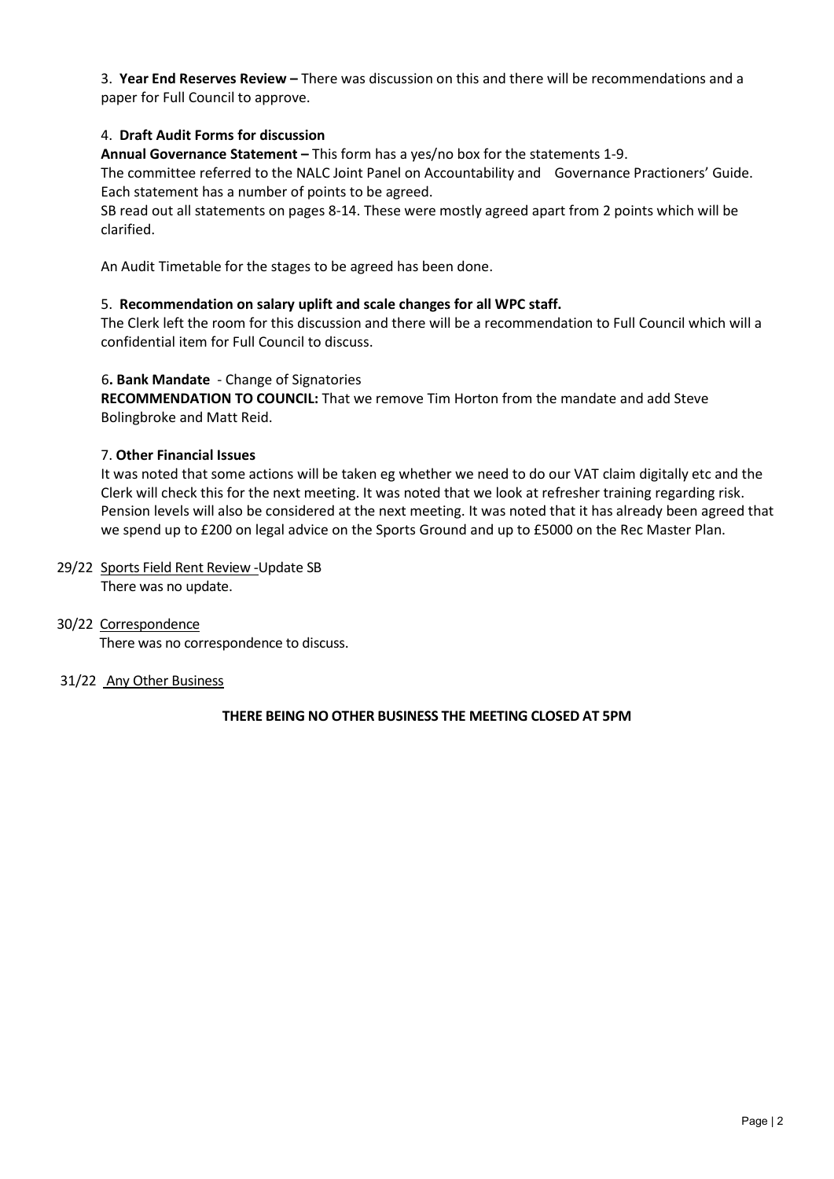3. **Year End Reserves Review –** There was discussion on this and there will be recommendations and a paper for Full Council to approve.

4. **Draft Audit Forms for discussion**

**Annual Governance Statement –** This form has a yes/no box for the statements 1-9.

The committee referred to the NALC Joint Panel on Accountability and Governance Practioners' Guide. Each statement has a number of points to be agreed.

SB read out all statements on pages 8-14. These were mostly agreed apart from 2 points which will be clarified.

An Audit Timetable for the stages to be agreed has been done.

5. **Recommendation on salary uplift and scale changes for all WPC staff.**

The Clerk left the room for this discussion and there will be a recommendation to Full Council which will a confidential item for Full Council to discuss.

6**. Bank Mandate** - Change of Signatories

**RECOMMENDATION TO COUNCIL:** That we remove Tim Horton from the mandate and add Steve Bolingbroke and Matt Reid.

7. **Other Financial Issues**

It was noted that some actions will be taken eg whether we need to do our VAT claim digitally etc and the Clerk will check this for the next meeting. It was noted that we look at refresher training regarding risk. Pension levels will also be considered at the next meeting. It was noted that it has already been agreed that we spend up to £200 on legal advice on the Sports Ground and up to £5000 on the Rec Master Plan.

29/22 Sports Field Rent Review -Update SB

There was no update.

30/22 Correspondence

There was no correspondence to discuss.

31/22 Any Other Business

**THERE BEING NO OTHER BUSINESS THE MEETING CLOSED AT 5PM**